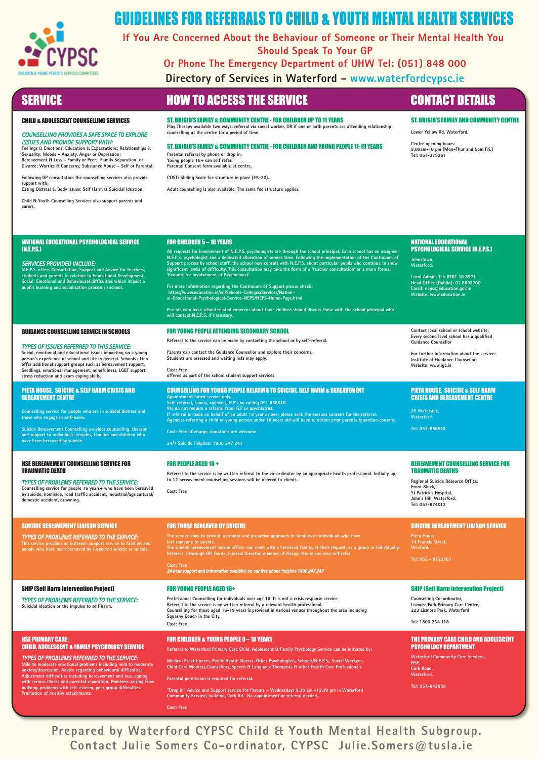# GUIDELINES FOR REFERRALS TO CHILD & YOUTH MENTAL HEALTH SERVICES

**If You Are Concerned About the Behaviour of Someone or Their Mental Health You Should Speak To Your GP**

**Or Phone The Emergency Department of UHW Tel: (051) 848 000**

**Directory of Services in Waterford - www.waterfordcypsc.ie**

| SERVICE | HOW TO ACCESS THE SERVICE | CONTACT DETAILS |
|---|---|---|
| **CHILD & ADOLESCENT COUNSELLING SERVICES**<br><br>*COUNSELLING PROVIDES A SAFE SPACE TO EXPLORE ISSUES AND PROVIDE SUPPORT WITH:*<br>Feelings & Emotions; Education & Expectations; Relationships & Sexuality; Moods – Anxiety, Anger or Depression; Bereavement & Loss – Family or Peer; Family Separation or Divorce; Worries & Concerns; Substance Abuse – Self or Parental;<br><br>Following GP consultation the counselling services also provide support with:<br>Eating Distress & Body Issues; Self Harm & Suicidal Ideation<br><br>Child & Youth Counselling Services also support parents and carers. | **ST. BRIGID'S FAMILY & COMMUNITY CENTRE - FOR CHILDREN UP TO 11 YEARS**<br>Play Therapy available two ways: referral via social worker, OR if one or both parents are attending relationship counselling at the centre for a period of time.<br><br>**ST. BRIGID'S FAMILY & COMMUNITY CENTRE - FOR CHILDREN AND YOUNG PEOPLE 11-18 YEARS**<br>Parental referral by phone or drop in.<br>Young people 16+ can self refer.<br>Parental Consent form available at centre.<br><br>COST: Sliding Scale fee structure in place (€5-20).<br><br>Adult counselling is also available. The same fee structure applies. | **ST. BRIGID'S FAMILY AND COMMUNITY CENTRE**<br><br>Lower Yellow Rd, Waterford.<br><br>Centre opening hours:<br>9.00am–10 pm (Mon–Thur and 5pm Fri.)<br>Tel: 051–375261 |
| **NATIONAL EDUCATIONAL PSYCHOLOGICAL SERVICE (N.E.P.S.)**<br><br>*SERVICES PROVIDED INCLUDE:*<br>N.E.P.S. offers Consultation, Support and Advice for teachers, students and parents in relation to Educational Development, Social, Emotional and Behavioural difficulties which impact a pupil's learning and socialisation process in school. | **FOR CHILDREN 5 – 18 YEARS**<br>All requests for involvement of N.E.P.S. psychologists are through the school principal. Each school has an assigned N.E.P.S. psychologist and a dedicated allocation of service time. Following the implementation of the Continuum of Support process by school staff, the school may consult with N.E.P.S. about particular pupils who continue to show significant levels of difficulty. This consultation may take the form of a 'teacher consultation' or a more formal 'Request for Involvement of Psychologist'.<br><br>For more information regarding the Continuum of Support please check:<br>https://www.education.ie/en/Schools-Colleges/Services/National-Educational-Psychological-Service-NEPS/NEPS-Home-Page.html<br><br>Parents who have school related concerns about their children should discuss these with the school principal who will contact N.E.P.S. if necessary. | **NATIONAL EDUCATIONAL PSYCHOLOGICAL SERVICE (N.E.P.S.)**<br><br>Johnstown,<br>Waterford.<br><br>Local Admin. Tel: 0761 10 8921<br>Head Office (Dublin): 01 8892700<br>Email: neps@education.gov.ie<br>Website: www.education.ie |
| **GUIDANCE COUNSELLING SERVICE IN SCHOOLS**<br><br>*TYPES OF ISSUES REFERRED TO THIS SERVICE:*<br>Social, emotional and educational issues impacting on a young person's experience of school and life in general. Schools often offer additional support groups such as bereavement support, Seedlings, emotional management, mindfulness, LGBT support, stress reduction and exam coping skills. | **FOR YOUNG PEOPLE ATTENDING SECONDARY SCHOOL**<br>Referral to the service can be made by contacting the school or by self-referral.<br><br>Parents can contact the Guidance Counsellor and explore their concerns.<br>Students are assessed and waiting lists may apply.<br><br>Cost: Free<br>offered as part of the school student support services | Contact local school or school website.<br>Every second level school has a qualified Guidance Counsellor<br><br>For further information about the service:<br>Institute of Guidance Counsellors<br>Website: www.igc.ie |
| **PIETA HOUSE, SUICIDE & SELF HARM CRISIS AND BEREAVEMENT CENTRE**<br><br>Counselling service for people who are in suicidal distress and those who engage in self-harm.<br><br>Suicide Bereavement Counselling provides counselling, therapy and support to individuals, couples, families and children who have been bereaved by suicide. | **COUNSELLING FOR YOUNG PEOPLE RELATING TO SUICIDE, SELF HARM & BEREAVEMENT**<br>Appointment based service only.<br>Self-referral, family, agencies, G.P's by calling 051 858510.<br>We do not require a referral from G.P or psychiatrist.<br>If referral is made on behalf of an adult 18 year or over please seek the persons consent for the referral.<br>Agencies referring a child or young person under 18 years old will have to obtain prior parental/guardian consent.<br><br>Cost: Free of charge, donations are welcome<br><br>24/7 Suicide Helpline: 1800 247 247 | **PIETA HOUSE, SUICIDE & SELF HARM CRISIS AND BEREAVEMENT CENTRE**<br><br>20 Waterside,<br>Waterford.<br><br>Tel: 051–858510 |
| **HSE BEREAVEMENT COUNSELLING SERVICE FOR TRAUMATIC DEATH**<br><br>*TYPES OF PROBLEMS REFERRED TO THE SERVICE:*<br>Counselling service for people 16 years+ who have been bereaved by suicide, homicide, road traffic accident, industrial/agricultural/domestic accident, drowning. | **FOR PEOPLE AGED 16 +**<br>Referral to the service is by written referral to the co-ordinator by an appropriate health professional. Initially up to 12 bereavement counselling sessions will be offered to clients.<br><br>Cost: Free | **BEREAVEMENT COUNSELLING SERVICE FOR TRAUMATIC DEATHS**<br><br>Regional Suicide Resource Office,<br>Front Block,<br>St Patrick's Hospital,<br>John's Hill, Waterford.<br>Tel: 051–874013 |
| **SUICIDE BEREAVEMENT LIAISON SERVICE**<br><br>*TYPES OF PROBLEMS REFERRED TO THE SERVICE:*<br>This service provides an outreach support service to families and people who have been bereaved by suspected suicide or suicide. | **FOR THOSE BEREAVED BY SUICIDE**<br>The service aims to provide a prompt and proactive approach to families or individuals who have lost someone to suicide.<br>The suicide bereavement liaison officer can meet with a bereaved family, at their request, as a group or individually.<br>Referral is through GP, Garda, Funeral Director, member of clergy. People can also self refer.<br><br>Cost: Free<br>*24 hour support and information available on our free phone helpline 1800 247 247* | **SUICIDE BEREAVEMENT LIAISON SERVICE**<br><br>Pieta House,<br>14 Francis Street,<br>Wexford.<br><br>Tel: 053 – 9122787 |
| **SHIP (Self Harm Intervention Project)**<br><br>*TYPES OF PROBLEMS REFERRED TO THE SERVICE:*<br>Suicidal ideation or the impulse to self harm. | **FOR YOUNG PEOPLE AGED 16+**<br>Professional Counselling for individuals over age 16. It is not a crisis response service.<br>Referral to the service is by written referral by a relevant health professional.<br>Counselling for those aged 16-19 years is provided in various venues throughout the area including Squashy Couch in the City.<br>Cost: Free | **SHIP (Self Harm Intervention Project)**<br><br>Counselling Co-ordinator,<br>Lismore Park Primary Care Centre,<br>223 Lismore Park, Waterford<br><br>Tel: 1800 234 118 |
| **HSE PRIMARY CARE: CHILD, ADOLESCENT & FAMILY PSYCHOLOGY SERVICE**<br><br>*TYPES OF PROBLEMS REFERRED TO THE SERVICE:*<br>Mild to moderate emotional problems including mild to moderate anxiety/depression. Advice regarding behavioural difficulties. Adjustment difficulties including bereavement and loss, coping with serious illness and parental separation. Problems arising from bullying, problems with self-esteem, peer group difficulties. Promotion of healthy attachments. | **FOR CHILDREN & YOUNG PEOPLE 0 – 18 YEARS**<br>Referral to Waterford Primary Care Child, Adolescent & Family Psychology Service can be initiated by:<br><br>Medical Practitioners, Public Health Nurses, Other Psychologists, Schools/N.E.P.S., Social Workers, Child Care Workers,Counsellors, Speech & Language Therapists & other Health Care Professionals<br><br>Parental permission is required for referral.<br><br>"Drop in" Advice and Support service for Parents – Wednesdays 9.30 am –12.30 pm in Waterford Community Services building, Cork Rd. No appointment or referral needed.<br><br>Cost: Free | **THE PRIMARY CARE CHILD AND ADOLESCENT PSYCHOLOGY DEPARTMENT**<br><br>Waterford Community Care Services,<br>HSE,<br>Cork Road,<br>Waterford.<br><br>Tel: 051–842938 |

**Prepared by Waterford CYPSC Child & Youth Mental Health Subgroup.**
**Contact Julie Somers Co-ordinator, CYPSC Julie.Somers@tusla.ie**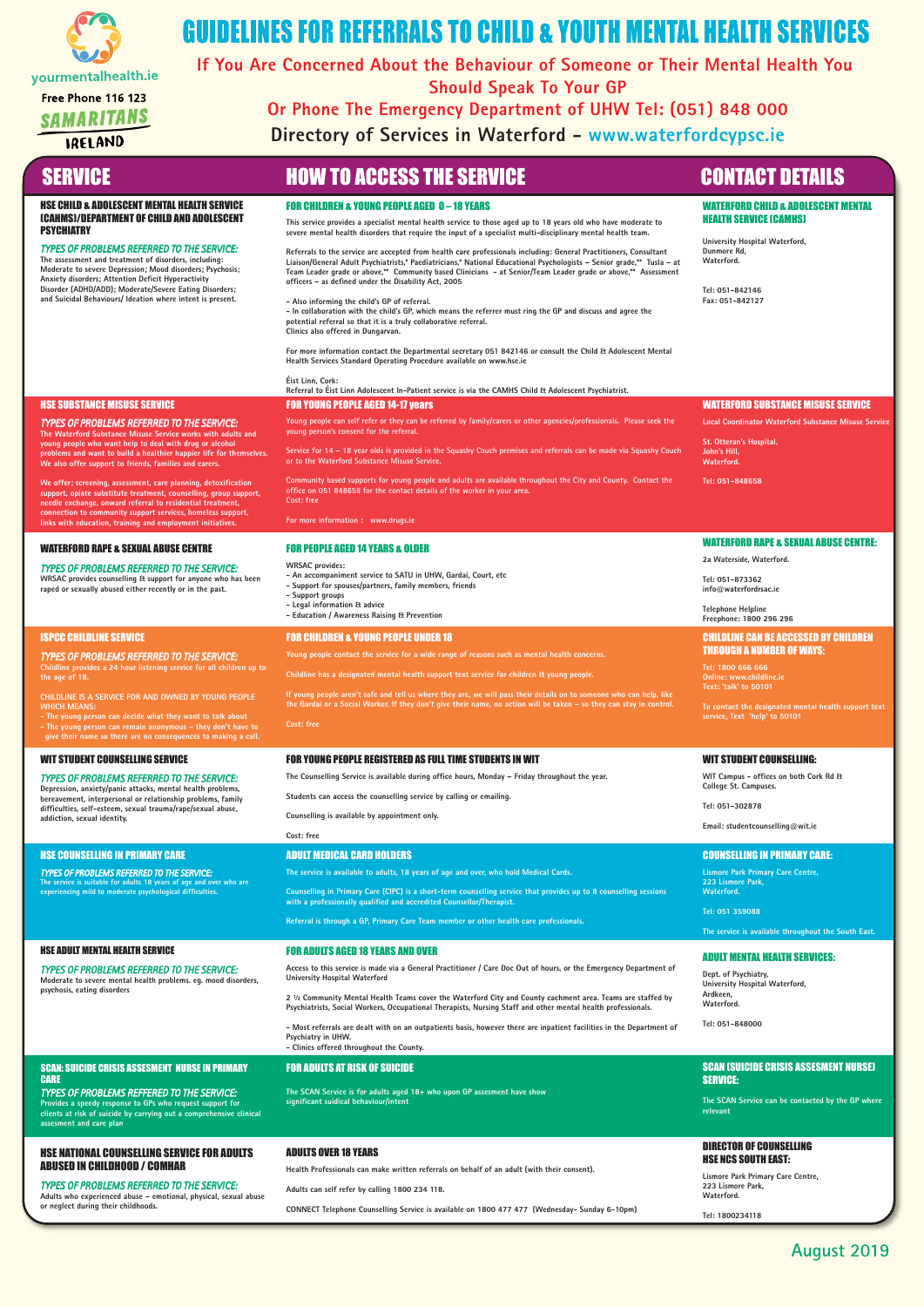yourmentalhealth.ie

Free Phone 116 123

SAMARITANS IRELAND

# GUIDELINES FOR REFERRALS TO CHILD & YOUTH MENTAL HEALTH SERVICES

**If You Are Concerned About the Behaviour of Someone or Their Mental Health You Should Speak To Your GP**

**Or Phone The Emergency Department of UHW Tel: (051) 848 000**

**Directory of Services in Waterford - www.waterfordcypsc.ie**

| SERVICE | HOW TO ACCESS THE SERVICE | CONTACT DETAILS |
|---|---|---|
| **HSE CHILD & ADOLESCENT MENTAL HEALTH SERVICE (CAHMS)/DEPARTMENT OF CHILD AND ADOLESCENT PSYCHIATRY**<br><br>*TYPES OF PROBLEMS REFERRED TO THE SERVICE:*<br>The assessment and treatment of disorders, including: Moderate to severe Depression; Mood disorders; Psychosis; Anxiety disorders; Attention Deficit Hyperactivity Disorder (ADHD/ADD); Moderate/Severe Eating Disorders; and Suicidal Behaviours/ Ideation where intent is present. | **FOR CHILDREN & YOUNG PEOPLE AGED 0 – 18 YEARS**<br><br>This service provides a specialist mental health service to those aged up to 18 years old who have moderate to severe mental health disorders that require the input of a specialist multi-disciplinary mental health team.<br><br>Referrals to the service are accepted from health care professionals including: General Practitioners, Consultant Liaison/General Adult Psychiatrists,* Paediatricians,* National Educational Psychologists – Senior grade,** Tusla – at Team Leader grade or above,** Community based Clinicians – at Senior/Team Leader grade or above,** Assessment officers – as defined under the Disability Act, 2005<br><br>– Also informing the child's GP of referral.<br>– In collaboration with the child's GP, which means the referrer must ring the GP and discuss and agree the potential referral so that it is a truly collaborative referral.<br>Clinics also offered in Dungarvan.<br><br>For more information contact the Departmental secretary 051 842146 or consult the Child & Adolescent Mental Health Services Standard Operating Procedure available on www.hse.ie<br><br>Éist Linn, Cork:<br>Referral to Éist Linn Adolescent In-Patient service is via the CAMHS Child & Adolescent Psychiatrist. | **WATERFORD CHILD & ADOLESCENT MENTAL HEALTH SERVICE (CAMHS)**<br><br>University Hospital Waterford,<br>Dunmore Rd,<br>Waterford.<br><br>Tel: 051-842146<br>Fax: 051-842127 |
| **HSE SUBSTANCE MISUSE SERVICE**<br><br>*TYPES OF PROBLEMS REFERRED TO THE SERVICE:*<br>The Waterford Substance Misuse Service works with adults and young people who want help to deal with drug or alcohol problems and want to build a healthier happier life for themselves. We also offer support to friends, families and carers.<br><br>We offer; screening, assessment, care planning, detoxification support, opiate substitute treatment, counselling, group support, needle exchange, onward referral to residential treatment, connection to community support services, homeless support, links with education, training and employment initiatives. | **FOR YOUNG PEOPLE AGED 14-17 years**<br><br>Young people can self refer or they can be referred by family/carers or other agencies/professionals. Please seek the young person's consent for the referral.<br><br>Service for 14 – 18 year olds is provided in the Squashy Couch premises and referrals can be made via Squashy Couch or to the Waterford Substance Misuse Service.<br><br>Community based supports for young people and adults are available throughout the City and County. Contact the office on 051 848658 for the contact details of the worker in your area.<br>Cost: free<br><br>For more information : www.drugs.ie | **WATERFORD SUBSTANCE MISUSE SERVICE**<br><br>Local Coordinator Waterford Substance Misuse Service<br><br>St. Otteran's Hospital,<br>John's Hill,<br>Waterford.<br><br>Tel: 051-848658 |
| **WATERFORD RAPE & SEXUAL ABUSE CENTRE**<br><br>*TYPES OF PROBLEMS REFERRED TO THE SERVICE:*<br>WRSAC provides counselling & support for anyone who has been raped or sexually abused either recently or in the past. | **FOR PEOPLE AGED 14 YEARS & OLDER**<br><br>WRSAC provides:<br>– An accompaniment service to SATU in UHW, Gardai, Court, etc<br>– Support for spouses/partners, family members, friends<br>– Support groups<br>– Legal information & advice<br>– Education / Awareness Raising & Prevention | **WATERFORD RAPE & SEXUAL ABUSE CENTRE:**<br><br>2a Waterside, Waterford.<br><br>Tel: 051-873362<br>info@waterfordrsac.ie<br><br>Telephone Helpline<br>Freephone: 1800 296 296 |
| **ISPCC CHILDLINE SERVICE**<br><br>*TYPES OF PROBLEMS REFERRED TO THE SERVICE:*<br>Childline provides a 24 hour listening service for all children up to the age of 18.<br><br>CHILDLINE IS A SERVICE FOR AND OWNED BY YOUNG PEOPLE WHICH MEANS:<br>– The young person can decide what they want to talk about<br>– The young person can remain anonymous – they don't have to give their name so there are no consequences to making a call. | **FOR CHILDREN & YOUNG PEOPLE UNDER 18**<br><br>Young people contact the service for a wide range of reasons such as mental health concerns.<br><br>Childline has a designated mental health support text service for children & young people.<br><br>If young people aren't safe and tell us where they are, we will pass their details on to someone who can help, like the Gardai or a Social Worker. If they don't give their name, no action will be taken – so they can stay in control.<br><br>Cost: free | **CHILDLINE CAN BE ACCESSED BY CHILDREN THROUGH A NUMBER OF WAYS:**<br><br>Tel: 1800 666 666<br>Online: www.childline.ie<br>Text: 'talk' to 50101<br><br>To contact the designated mental health support text service, Text 'help' to 50101 |
| **WIT STUDENT COUNSELLING SERVICE**<br><br>*TYPES OF PROBLEMS REFERRED TO THE SERVICE:*<br>Depression, anxiety/panic attacks, mental health problems, bereavement, interpersonal or relationship problems, family difficulties, self-esteem, sexual trauma/rape/sexual abuse, addiction, sexual identity. | **FOR YOUNG PEOPLE REGISTERED AS FULL TIME STUDENTS IN WIT**<br><br>The Counselling Service is available during office hours, Monday – Friday throughout the year.<br><br>Students can access the counselling service by calling or emailing.<br><br>Counselling is available by appointment only.<br><br>Cost: free | **WIT STUDENT COUNSELLING:**<br><br>WIT Campus – offices on both Cork Rd & College St. Campuses.<br><br>Tel: 051-302878<br><br>Email: studentcounselling@wit.ie |
| **HSE COUNSELLING IN PRIMARY CARE**<br><br>*TYPES OF PROBLEMS REFERRED TO THE SERVICE:*<br>The service is suitable for adults 18 years of age and over who are experiencing mild to moderate psychological difficulties. | **ADULT MEDICAL CARD HOLDERS**<br><br>The service is available to adults, 18 years of age and over, who hold Medical Cards.<br><br>Counselling in Primary Care (CIPC) is a short-term counselling service that provides up to 8 counselling sessions with a professionally qualified and accredited Counsellor/Therapist.<br><br>Referral is through a GP, Primary Care Team member or other health care professionals. | **COUNSELLING IN PRIMARY CARE:**<br><br>Lismore Park Primary Care Centre,<br>223 Lismore Park,<br>Waterford.<br><br>Tel: 051 359088<br><br>The service is available throughout the South East. |
| **HSE ADULT MENTAL HEALTH SERVICE**<br><br>*TYPES OF PROBLEMS REFERRED TO THE SERVICE:*<br>Moderate to severe mental health problems. eg. mood disorders, psychosis, eating disorders | **FOR ADULTS AGED 18 YEARS AND OVER**<br><br>Access to this service is made via a General Practitioner / Care Doc Out of hours, or the Emergency Department of University Hospital Waterford<br><br>2 ½ Community Mental Health Teams cover the Waterford City and County cachment area. Teams are staffed by Psychiatrists, Social Workers, Occupational Therapists, Nursing Staff and other mental health professionals.<br><br>– Most referrals are dealt with on an outpatients basis, however there are inpatient facilities in the Department of Psychiatry in UHW.<br>– Clinics offered throughout the County. | **ADULT MENTAL HEALTH SERVICES:**<br><br>Dept. of Psychiatry,<br>University Hospital Waterford,<br>Ardkeen,<br>Waterford.<br><br>Tel: 051-848000 |
| **SCAN: SUICIDE CRISIS ASSESMENT NURSE IN PRIMARY CARE**<br><br>*TYPES OF PROBLEMS REFERRED TO THE SERVICE:*<br>Provides a speedy response to GPs who request support for clients at risk of suicide by carrying out a comprehensive clinical assesment and care plan | **FOR ADULTS AT RISK OF SUICIDE**<br><br>The SCAN Service is for adults aged 18+ who upon GP assesment have show significant suidical behaviour/intent | **SCAN (SUICIDE CRISIS ASSESMENT NURSE) SERVICE:**<br><br>The SCAN Service can be contacted by the GP where relevant |
| **HSE NATIONAL COUNSELLING SERVICE FOR ADULTS ABUSED IN CHILDHOOD / COMHAR**<br><br>*TYPES OF PROBLEMS REFERRED TO THE SERVICE:*<br>Adults who experienced abuse – emotional, physical, sexual abuse or neglect during their childhoods. | **ADULTS OVER 18 YEARS**<br><br>Health Professionals can make written referrals on behalf of an adult (with their consent).<br><br>Adults can self refer by calling 1800 234 118.<br><br>CONNECT Telephone Counselling Service is available on 1800 477 477 (Wednesday- Sunday 6-10pm) | **DIRECTOR OF COUNSELLING HSE NCS SOUTH EAST:**<br><br>Lismore Park Primary Care Centre,<br>223 Lismore Park,<br>Waterford.<br><br>Tel: 1800234118 |

August 2019